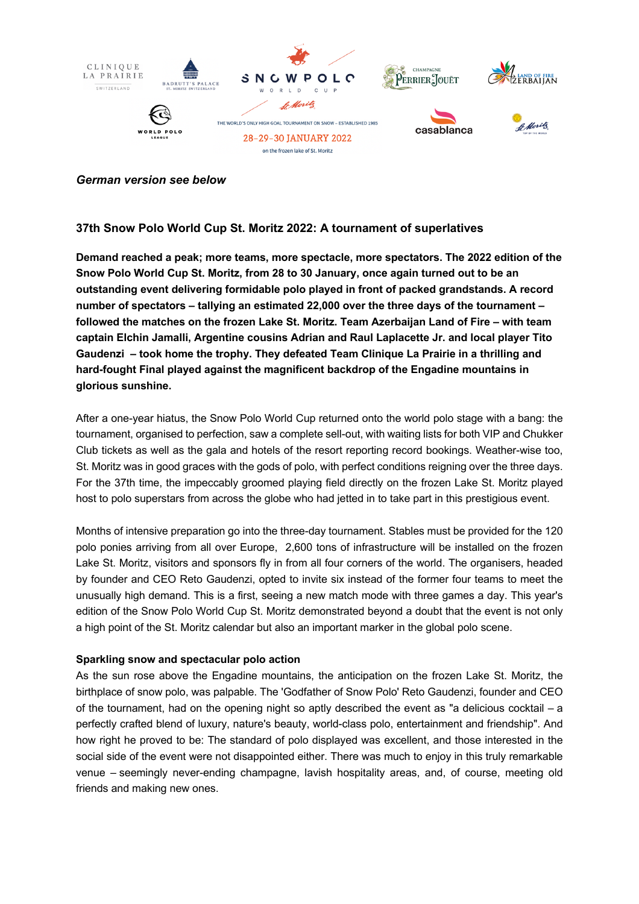*German version see below*

## 37th Snow Polo World Cup St. Moritz 2022: A tournament of superlatives

**Demand reached a peak; more teams, more spectacle, more spectators. The 2022 edition of the Snow Polo World Cup St. Moritz, from 28 to 30 January, once again turned out to be an outstanding event delivering formidable polo played in front of packed grandstands. A record number of spectators – tallying an estimated 22,000 over the three days of the tournament – followed the matches on the frozen Lake St. Moritz. Team Azerbaijan Land of Fire – with team captain Elchin Jamalli, Argentine cousins Adrian and Raul Laplacette Jr. and local player Tito Gaudenzi – took home the trophy. They defeated Team Clinique La Prairie in a thrilling and hard-fought Final played against the magnificent backdrop of the Engadine mountains in glorious sunshine.**

After a one-year hiatus, the Snow Polo World Cup returned onto the world polo stage with a bang: the tournament, organised to perfection, saw a complete sell-out, with waiting lists for both VIP and Chukker Club tickets as well as the gala and hotels of the resort reporting record bookings. Weather-wise too, St. Moritz was in good graces with the gods of polo, with perfect conditions reigning over the three days. For the 37th time, the impeccably groomed playing field directly on the frozen Lake St. Moritz played host to polo superstars from across the globe who had jetted in to take part in this prestigious event.

Months of intensive preparation go into the three-day tournament. Stables must be provided for the 120 polo ponies arriving from all over Europe, 2,600 tons of infrastructure will be installed on the frozen Lake St. Moritz, visitors and sponsors fly in from all four corners of the world. The organisers, headed by founder and CEO Reto Gaudenzi, opted to invite six instead of the former four teams to meet the unusually high demand. This is a first, seeing a new match mode with three games a day. This year's edition of the Snow Polo World Cup St. Moritz demonstrated beyond a doubt that the event is not only a high point of the St. Moritz calendar but also an important marker in the global polo scene.

**Sparkling snow and spectacular polo action**

As the sun rose above the Engadine mountains, the anticipation on the frozen Lake St. Moritz, the birthplace of snow polo, was palpable. The 'Godfather of Snow Polo' Reto Gaudenzi, founder and CEO of the tournament, had on the opening night so aptly described the event as "a delicious cocktail – a perfectly crafted blend of luxury, nature's beauty, world-class polo, entertainment and friendship". And how right he proved to be: The standard of polo displayed was excellent, and those interested in the social side of the event were not disappointed either. There was much to enjoy in this truly remarkable venue – seemingly never-ending champagne, lavish hospitality areas, and, of course, meeting old friends and making new ones.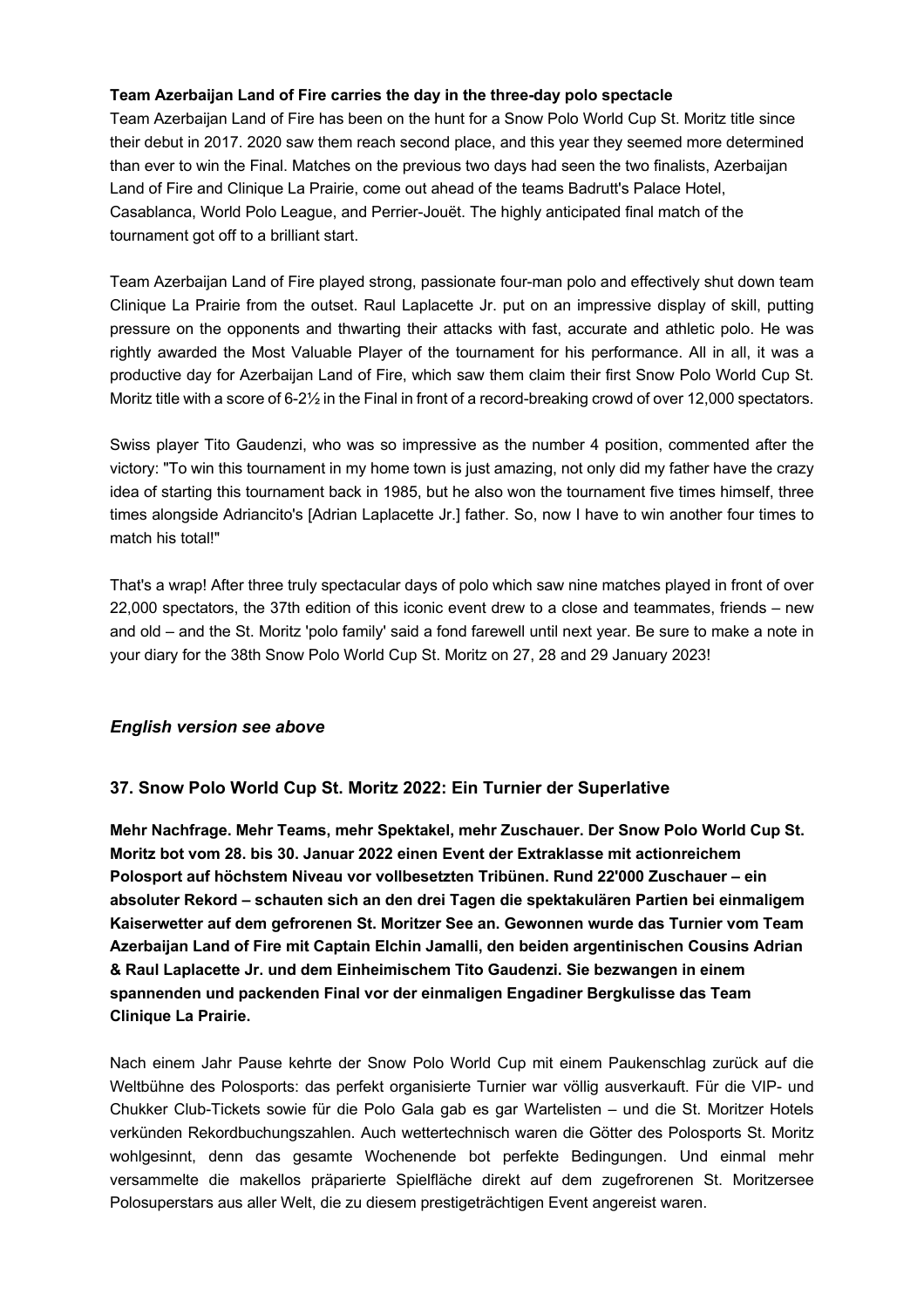**Team Azerbaijan Land of Fire carries the day in the three-day polo spectacle**

Team Azerbaijan Land of Fire has been on the hunt for a Snow Polo World Cup St. Moritz title since their debut in 2017. 2020 saw them reach second place, and this year they seemed more determined than ever to win the Final. Matches on the previous two days had seen the two finalists, Azerbaijan Land of Fire and Clinique La Prairie, come out ahead of the teams Badrutt's Palace Hotel, Casablanca, World Polo League, and Perrier-Jouët. The highly anticipated final match of the tournament got off to a brilliant start.

Team Azerbaijan Land of Fire played strong, passionate four-man polo and effectively shut down team Clinique La Prairie from the outset. Raul Laplacette Jr. put on an impressive display of skill, putting pressure on the opponents and thwarting their attacks with fast, accurate and athletic polo. He was rightly awarded the Most Valuable Player of the tournament for his performance. All in all, it was a productive day for Azerbaijan Land of Fire, which saw them claim their first Snow Polo World Cup St. Moritz title with a score of 6-2½ in the Final in front of a record-breaking crowd of over 12,000 spectators.

Swiss player Tito Gaudenzi, who was so impressive as the number 4 position, commented after the victory: "To win this tournament in my home town is just amazing, not only did my father have the crazy idea of starting this tournament back in 1985, but he also won the tournament five times himself, three times alongside Adriancito's [Adrian Laplacette Jr.] father. So, now I have to win another four times to match his total!"

That's a wrap! After three truly spectacular days of polo which saw nine matches played in front of over 22,000 spectators, the 37th edition of this iconic event drew to a close and teammates, friends – new and old – and the St. Moritz 'polo family' said a fond farewell until next year. Be sure to make a note in your diary for the 38th Snow Polo World Cup St. Moritz on 27, 28 and 29 January 2023!

***English version see above***

## 37. Snow Polo World Cup St. Moritz 2022: Ein Turnier der Superlative

**Mehr Nachfrage. Mehr Teams, mehr Spektakel, mehr Zuschauer. Der Snow Polo World Cup St. Moritz bot vom 28. bis 30. Januar 2022 einen Event der Extraklasse mit actionreichem Polosport auf höchstem Niveau vor vollbesetzten Tribünen. Rund 22'000 Zuschauer – ein absoluter Rekord – schauten sich an den drei Tagen die spektakulären Partien bei einmaligem Kaiserwetter auf dem gefrorenen St. Moritzer See an. Gewonnen wurde das Turnier vom Team Azerbaijan Land of Fire mit Captain Elchin Jamalli, den beiden argentinischen Cousins Adrian & Raul Laplacette Jr. und dem Einheimischem Tito Gaudenzi. Sie bezwangen in einem spannenden und packenden Final vor der einmaligen Engadiner Bergkulisse das Team Clinique La Prairie.**

Nach einem Jahr Pause kehrte der Snow Polo World Cup mit einem Paukenschlag zurück auf die Weltbühne des Polosports: das perfekt organisierte Turnier war völlig ausverkauft. Für die VIP- und Chukker Club-Tickets sowie für die Polo Gala gab es gar Wartelisten – und die St. Moritzer Hotels verkünden Rekordbuchungszahlen. Auch wettertechnisch waren die Götter des Polosports St. Moritz wohlgesinnt, denn das gesamte Wochenende bot perfekte Bedingungen. Und einmal mehr versammelte die makellos präparierte Spielfläche direkt auf dem zugefrorenen St. Moritzersee Polosuperstars aus aller Welt, die zu diesem prestigeträchtigen Event angereist waren.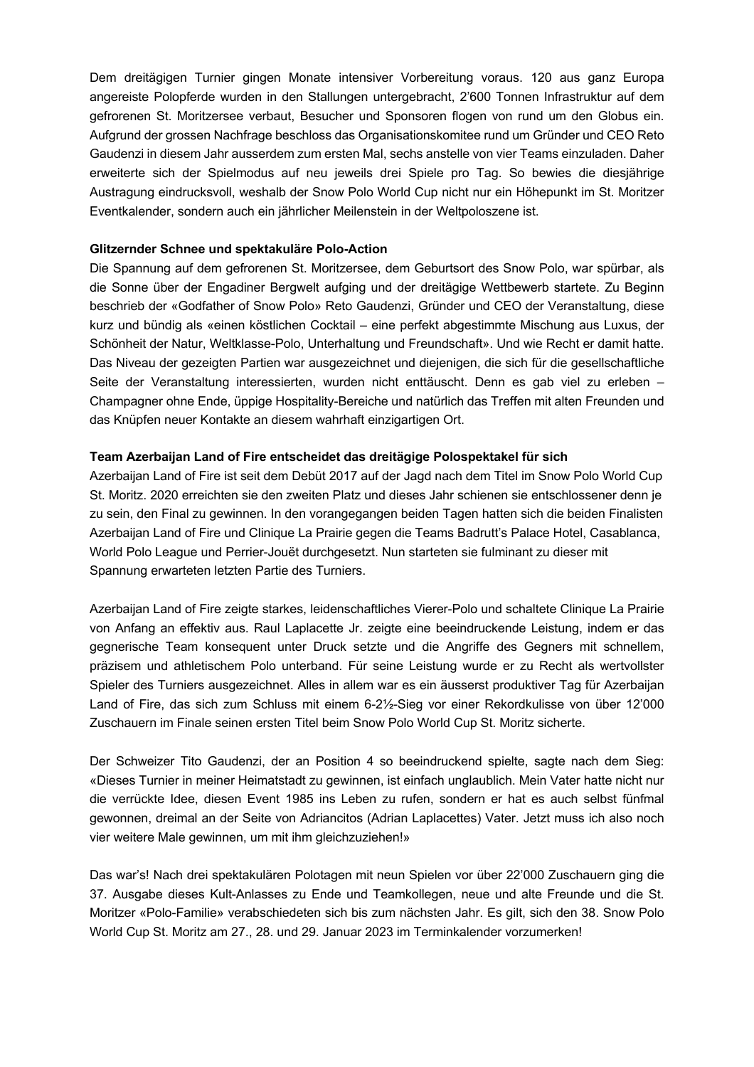Dem dreitägigen Turnier gingen Monate intensiver Vorbereitung voraus. 120 aus ganz Europa angereiste Polopferde wurden in den Stallungen untergebracht, 2'600 Tonnen Infrastruktur auf dem gefrorenen St. Moritzersee verbaut, Besucher und Sponsoren flogen von rund um den Globus ein. Aufgrund der grossen Nachfrage beschloss das Organisationskomitee rund um Gründer und CEO Reto Gaudenzi in diesem Jahr ausserdem zum ersten Mal, sechs anstelle von vier Teams einzuladen. Daher erweiterte sich der Spielmodus auf neu jeweils drei Spiele pro Tag. So bewies die diesjährige Austragung eindrucksvoll, weshalb der Snow Polo World Cup nicht nur ein Höhepunkt im St. Moritzer Eventkalender, sondern auch ein jährlicher Meilenstein in der Weltpoloszene ist.

**Glitzernder Schnee und spektakuläre Polo-Action**

Die Spannung auf dem gefrorenen St. Moritzersee, dem Geburtsort des Snow Polo, war spürbar, als die Sonne über der Engadiner Bergwelt aufging und der dreitägige Wettbewerb startete. Zu Beginn beschrieb der «Godfather of Snow Polo» Reto Gaudenzi, Gründer und CEO der Veranstaltung, diese kurz und bündig als «einen köstlichen Cocktail – eine perfekt abgestimmte Mischung aus Luxus, der Schönheit der Natur, Weltklasse-Polo, Unterhaltung und Freundschaft». Und wie Recht er damit hatte. Das Niveau der gezeigten Partien war ausgezeichnet und diejenigen, die sich für die gesellschaftliche Seite der Veranstaltung interessierten, wurden nicht enttäuscht. Denn es gab viel zu erleben – Champagner ohne Ende, üppige Hospitality-Bereiche und natürlich das Treffen mit alten Freunden und das Knüpfen neuer Kontakte an diesem wahrhaft einzigartigen Ort.

**Team Azerbaijan Land of Fire entscheidet das dreitägige Polospektakel für sich**

Azerbaijan Land of Fire ist seit dem Debüt 2017 auf der Jagd nach dem Titel im Snow Polo World Cup St. Moritz. 2020 erreichten sie den zweiten Platz und dieses Jahr schienen sie entschlossener denn je zu sein, den Final zu gewinnen. In den vorangegangen beiden Tagen hatten sich die beiden Finalisten Azerbaijan Land of Fire und Clinique La Prairie gegen die Teams Badrutt's Palace Hotel, Casablanca, World Polo League und Perrier-Jouët durchgesetzt. Nun starteten sie fulminant zu dieser mit Spannung erwarteten letzten Partie des Turniers.

Azerbaijan Land of Fire zeigte starkes, leidenschaftliches Vierer-Polo und schaltete Clinique La Prairie von Anfang an effektiv aus. Raul Laplacette Jr. zeigte eine beeindruckende Leistung, indem er das gegnerische Team konsequent unter Druck setzte und die Angriffe des Gegners mit schnellem, präzisem und athletischem Polo unterband. Für seine Leistung wurde er zu Recht als wertvollster Spieler des Turniers ausgezeichnet. Alles in allem war es ein äusserst produktiver Tag für Azerbaijan Land of Fire, das sich zum Schluss mit einem 6-2½-Sieg vor einer Rekordkulisse von über 12'000 Zuschauern im Finale seinen ersten Titel beim Snow Polo World Cup St. Moritz sicherte.

Der Schweizer Tito Gaudenzi, der an Position 4 so beeindruckend spielte, sagte nach dem Sieg: «Dieses Turnier in meiner Heimatstadt zu gewinnen, ist einfach unglaublich. Mein Vater hatte nicht nur die verrückte Idee, diesen Event 1985 ins Leben zu rufen, sondern er hat es auch selbst fünfmal gewonnen, dreimal an der Seite von Adriancitos (Adrian Laplacettes) Vater. Jetzt muss ich also noch vier weitere Male gewinnen, um mit ihm gleichzuziehen!»

Das war's! Nach drei spektakulären Polotagen mit neun Spielen vor über 22'000 Zuschauern ging die 37. Ausgabe dieses Kult-Anlasses zu Ende und Teamkollegen, neue und alte Freunde und die St. Moritzer «Polo-Familie» verabschiedeten sich bis zum nächsten Jahr. Es gilt, sich den 38. Snow Polo World Cup St. Moritz am 27., 28. und 29. Januar 2023 im Terminkalender vorzumerken!